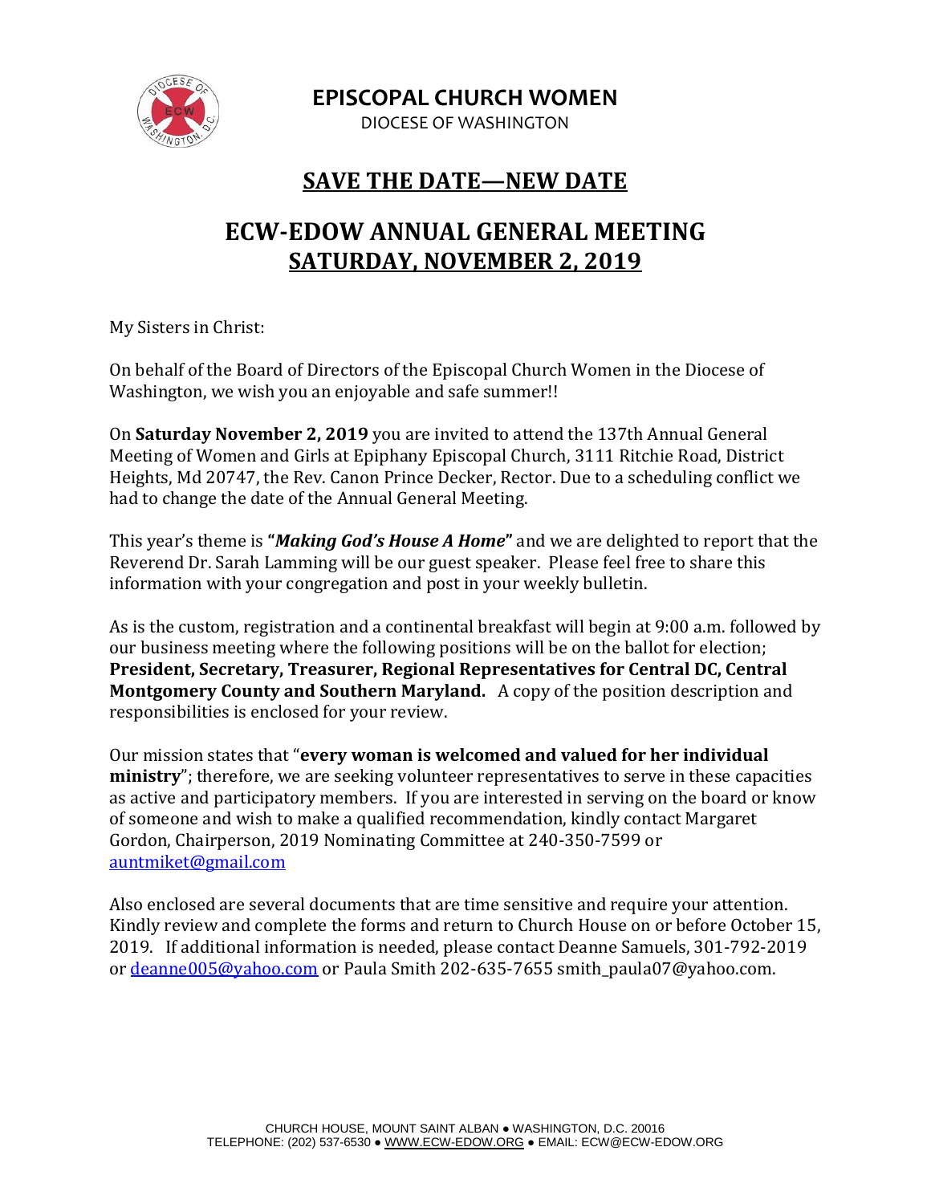**EPISCOPAL CHURCH WOMEN**
DIOCESE OF WASHINGTON

# SAVE THE DATE—NEW DATE

# ECW-EDOW ANNUAL GENERAL MEETING
# SATURDAY, NOVEMBER 2, 2019

My Sisters in Christ:

On behalf of the Board of Directors of the Episcopal Church Women in the Diocese of Washington, we wish you an enjoyable and safe summer!!

On **Saturday November 2, 2019** you are invited to attend the 137th Annual General Meeting of Women and Girls at Epiphany Episcopal Church, 3111 Ritchie Road, District Heights, Md 20747, the Rev. Canon Prince Decker, Rector. Due to a scheduling conflict we had to change the date of the Annual General Meeting.

This year's theme is **"*Making God's House A Home*"** and we are delighted to report that the Reverend Dr. Sarah Lamming will be our guest speaker. Please feel free to share this information with your congregation and post in your weekly bulletin.

As is the custom, registration and a continental breakfast will begin at 9:00 a.m. followed by our business meeting where the following positions will be on the ballot for election; **President, Secretary, Treasurer, Regional Representatives for Central DC, Central Montgomery County and Southern Maryland.** A copy of the position description and responsibilities is enclosed for your review.

Our mission states that "**every woman is welcomed and valued for her individual ministry**"; therefore, we are seeking volunteer representatives to serve in these capacities as active and participatory members. If you are interested in serving on the board or know of someone and wish to make a qualified recommendation, kindly contact Margaret Gordon, Chairperson, 2019 Nominating Committee at 240-350-7599 or auntmiket@gmail.com

Also enclosed are several documents that are time sensitive and require your attention. Kindly review and complete the forms and return to Church House on or before October 15, 2019. If additional information is needed, please contact Deanne Samuels, 301-792-2019 or deanne005@yahoo.com or Paula Smith 202-635-7655 smith_paula07@yahoo.com.

CHURCH HOUSE, MOUNT SAINT ALBAN ● WASHINGTON, D.C. 20016
TELEPHONE: (202) 537-6530 ● WWW.ECW-EDOW.ORG ● EMAIL: ECW@ECW-EDOW.ORG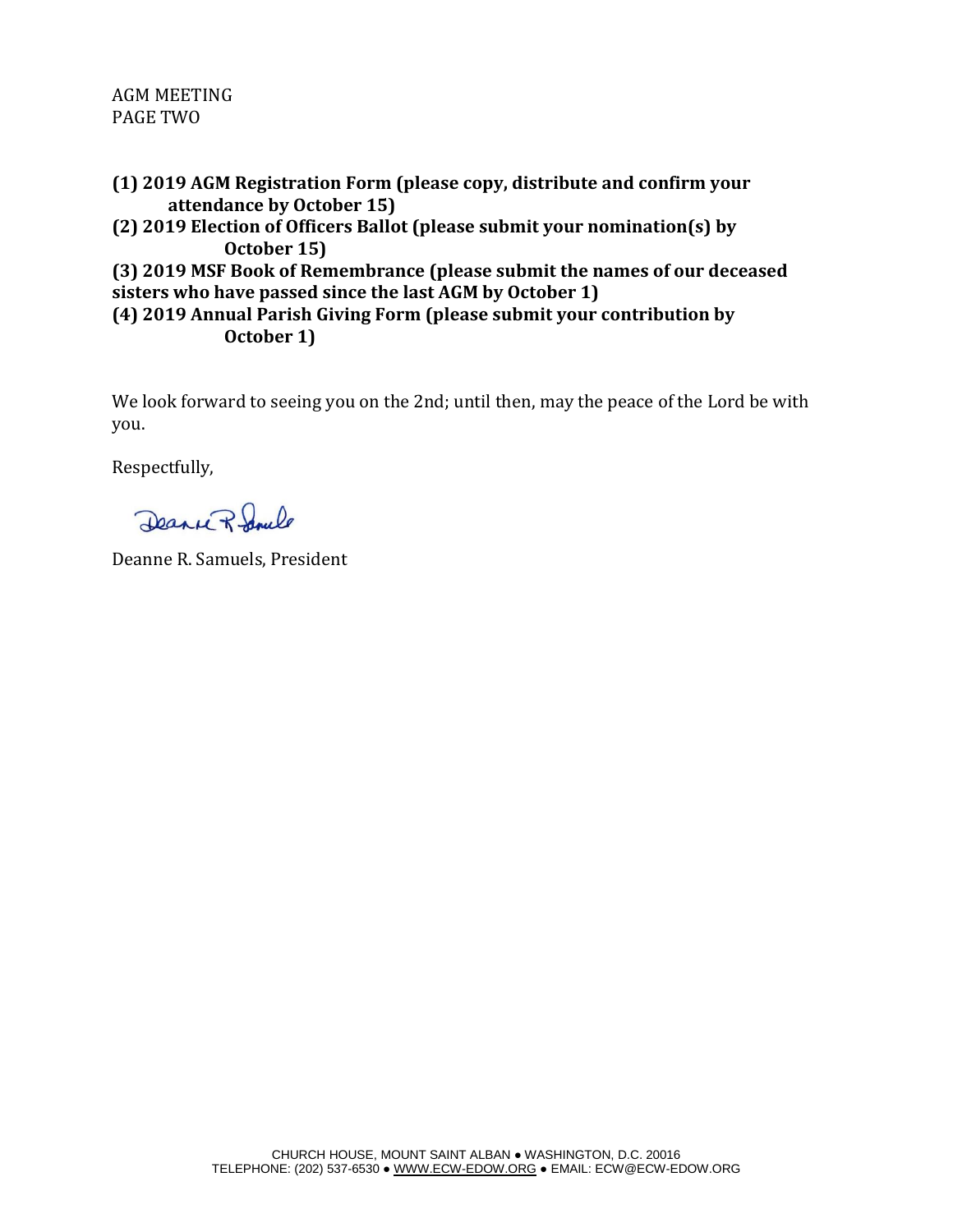AGM MEETING
PAGE TWO

**(1) 2019 AGM Registration Form (please copy, distribute and confirm your attendance by October 15)**
**(2) 2019 Election of Officers Ballot (please submit your nomination(s) by October 15)**
**(3) 2019 MSF Book of Remembrance (please submit the names of our deceased sisters who have passed since the last AGM by October 1)**
**(4) 2019 Annual Parish Giving Form (please submit your contribution by October 1)**

We look forward to seeing you on the 2nd; until then, may the peace of the Lord be with you.

Respectfully,

Deanne R. Samuels

Deanne R. Samuels, President

CHURCH HOUSE, MOUNT SAINT ALBAN ● WASHINGTON, D.C. 20016
TELEPHONE: (202) 537-6530 ● WWW.ECW-EDOW.ORG ● EMAIL: ECW@ECW-EDOW.ORG